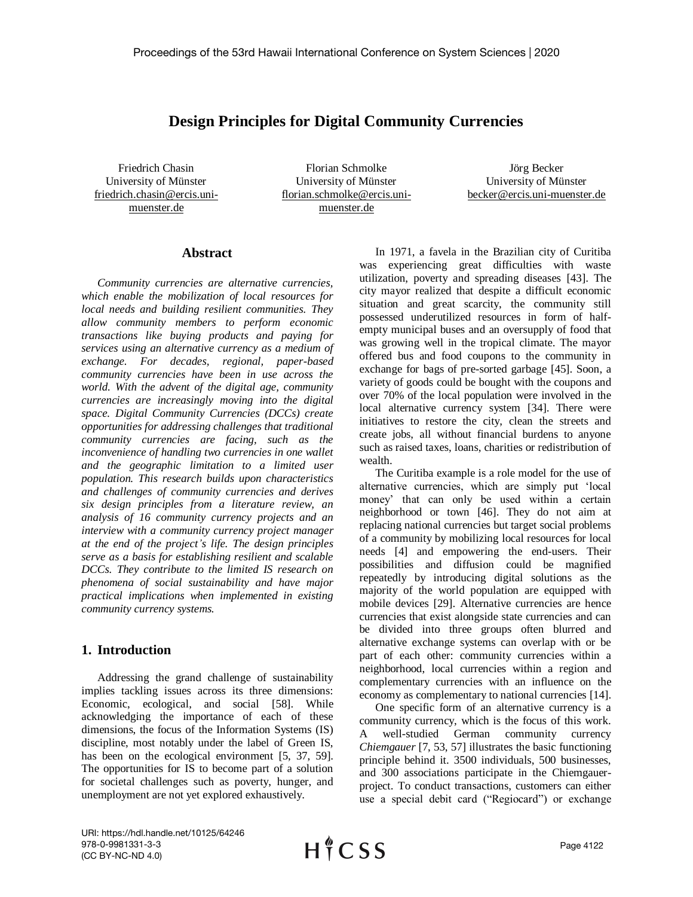# Design Principles for Digital Community Currencies

Friedrich Chasin
University of Münster
friedrich.chasin@ercis.uni-muenster.de

Florian Schmolke
University of Münster
florian.schmolke@ercis.uni-muenster.de

Jörg Becker
University of Münster
becker@ercis.uni-muenster.de

## Abstract

*Community currencies are alternative currencies, which enable the mobilization of local resources for local needs and building resilient communities. They allow community members to perform economic transactions like buying products and paying for services using an alternative currency as a medium of exchange. For decades, regional, paper-based community currencies have been in use across the world. With the advent of the digital age, community currencies are increasingly moving into the digital space. Digital Community Currencies (DCCs) create opportunities for addressing challenges that traditional community currencies are facing, such as the inconvenience of handling two currencies in one wallet and the geographic limitation to a limited user population. This research builds upon characteristics and challenges of community currencies and derives six design principles from a literature review, an analysis of 16 community currency projects and an interview with a community currency project manager at the end of the project's life. The design principles serve as a basis for establishing resilient and scalable DCCs. They contribute to the limited IS research on phenomena of social sustainability and have major practical implications when implemented in existing community currency systems.*

## 1. Introduction

Addressing the grand challenge of sustainability implies tackling issues across its three dimensions: Economic, ecological, and social [58]. While acknowledging the importance of each of these dimensions, the focus of the Information Systems (IS) discipline, most notably under the label of Green IS, has been on the ecological environment [5, 37, 59]. The opportunities for IS to become part of a solution for societal challenges such as poverty, hunger, and unemployment are not yet explored exhaustively.

In 1971, a favela in the Brazilian city of Curitiba was experiencing great difficulties with waste utilization, poverty and spreading diseases [43]. The city mayor realized that despite a difficult economic situation and great scarcity, the community still possessed underutilized resources in form of half-empty municipal buses and an oversupply of food that was growing well in the tropical climate. The mayor offered bus and food coupons to the community in exchange for bags of pre-sorted garbage [45]. Soon, a variety of goods could be bought with the coupons and over 70% of the local population were involved in the local alternative currency system [34]. There were initiatives to restore the city, clean the streets and create jobs, all without financial burdens to anyone such as raised taxes, loans, charities or redistribution of wealth.

The Curitiba example is a role model for the use of alternative currencies, which are simply put 'local money' that can only be used within a certain neighborhood or town [46]. They do not aim at replacing national currencies but target social problems of a community by mobilizing local resources for local needs [4] and empowering the end-users. Their possibilities and diffusion could be magnified repeatedly by introducing digital solutions as the majority of the world population are equipped with mobile devices [29]. Alternative currencies are hence currencies that exist alongside state currencies and can be divided into three groups often blurred and alternative exchange systems can overlap with or be part of each other: community currencies within a neighborhood, local currencies within a region and complementary currencies with an influence on the economy as complementary to national currencies [14].

One specific form of an alternative currency is a community currency, which is the focus of this work. A well-studied German community currency *Chiemgauer* [7, 53, 57] illustrates the basic functioning principle behind it. 3500 individuals, 500 businesses, and 300 associations participate in the Chiemgauer-project. To conduct transactions, customers can either use a special debit card ("Regiocard") or exchange

URI: https://hdl.handle.net/10125/64246
978-0-9981331-3-3
(CC BY-NC-ND 4.0)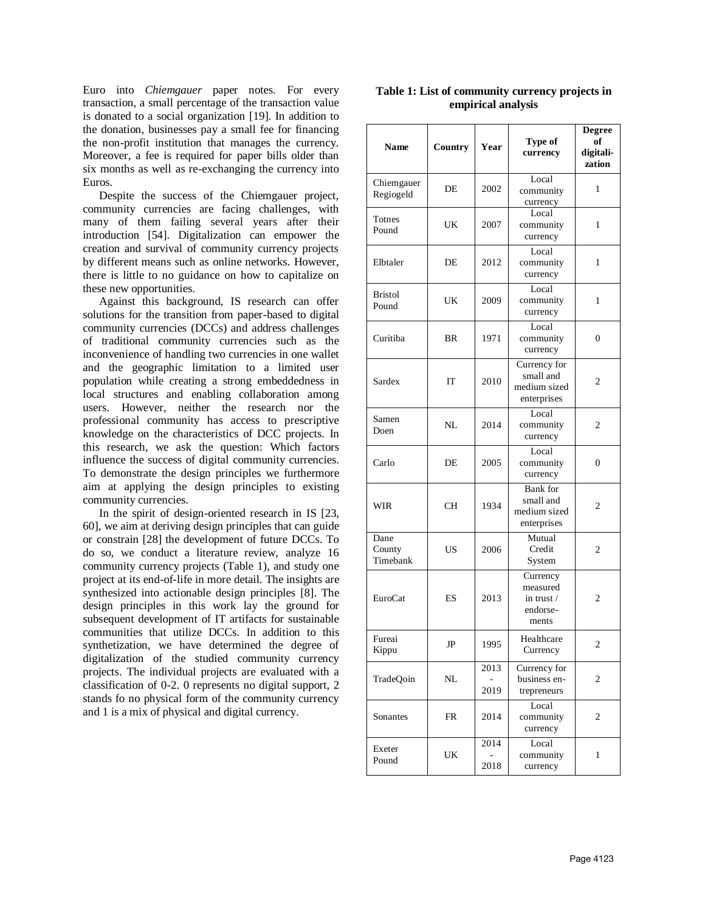Euro into *Chiemgauer* paper notes. For every transaction, a small percentage of the transaction value is donated to a social organization [19]. In addition to the donation, businesses pay a small fee for financing the non-profit institution that manages the currency. Moreover, a fee is required for paper bills older than six months as well as re-exchanging the currency into Euros.

Despite the success of the Chiemgauer project, community currencies are facing challenges, with many of them failing several years after their introduction [54]. Digitalization can empower the creation and survival of community currency projects by different means such as online networks. However, there is little to no guidance on how to capitalize on these new opportunities.

Against this background, IS research can offer solutions for the transition from paper-based to digital community currencies (DCCs) and address challenges of traditional community currencies such as the inconvenience of handling two currencies in one wallet and the geographic limitation to a limited user population while creating a strong embeddedness in local structures and enabling collaboration among users. However, neither the research nor the professional community has access to prescriptive knowledge on the characteristics of DCC projects. In this research, we ask the question: Which factors influence the success of digital community currencies. To demonstrate the design principles we furthermore aim at applying the design principles to existing community currencies.

In the spirit of design-oriented research in IS [23, 60], we aim at deriving design principles that can guide or constrain [28] the development of future DCCs. To do so, we conduct a literature review, analyze 16 community currency projects (Table 1), and study one project at its end-of-life in more detail. The insights are synthesized into actionable design principles [8]. The design principles in this work lay the ground for subsequent development of IT artifacts for sustainable communities that utilize DCCs. In addition to this synthetization, we have determined the degree of digitalization of the studied community currency projects. The individual projects are evaluated with a classification of 0-2. 0 represents no digital support, 2 stands fo no physical form of the community currency and 1 is a mix of physical and digital currency.

**Table 1: List of community currency projects in empirical analysis**

| Name | Country | Year | Type of currency | Degree of digitalization |
|---|---|---|---|---|
| Chiemgauer Regiogeld | DE | 2002 | Local community currency | 1 |
| Totnes Pound | UK | 2007 | Local community currency | 1 |
| Elbtaler | DE | 2012 | Local community currency | 1 |
| Bristol Pound | UK | 2009 | Local community currency | 1 |
| Curitiba | BR | 1971 | Local community currency | 0 |
| Sardex | IT | 2010 | Currency for small and medium sized enterprises | 2 |
| Samen Doen | NL | 2014 | Local community currency | 2 |
| Carlo | DE | 2005 | Local community currency | 0 |
| WIR | CH | 1934 | Bank for small and medium sized enterprises | 2 |
| Dane County Timebank | US | 2006 | Mutual Credit System | 2 |
| EuroCat | ES | 2013 | Currency measured in trust / endorsements | 2 |
| Fureai Kippu | JP | 1995 | Healthcare Currency | 2 |
| TradeQoin | NL | 2013 - 2019 | Currency for business entrepreneurs | 2 |
| Sonantes | FR | 2014 | Local community currency | 2 |
| Exeter Pound | UK | 2014 - 2018 | Local community currency | 1 |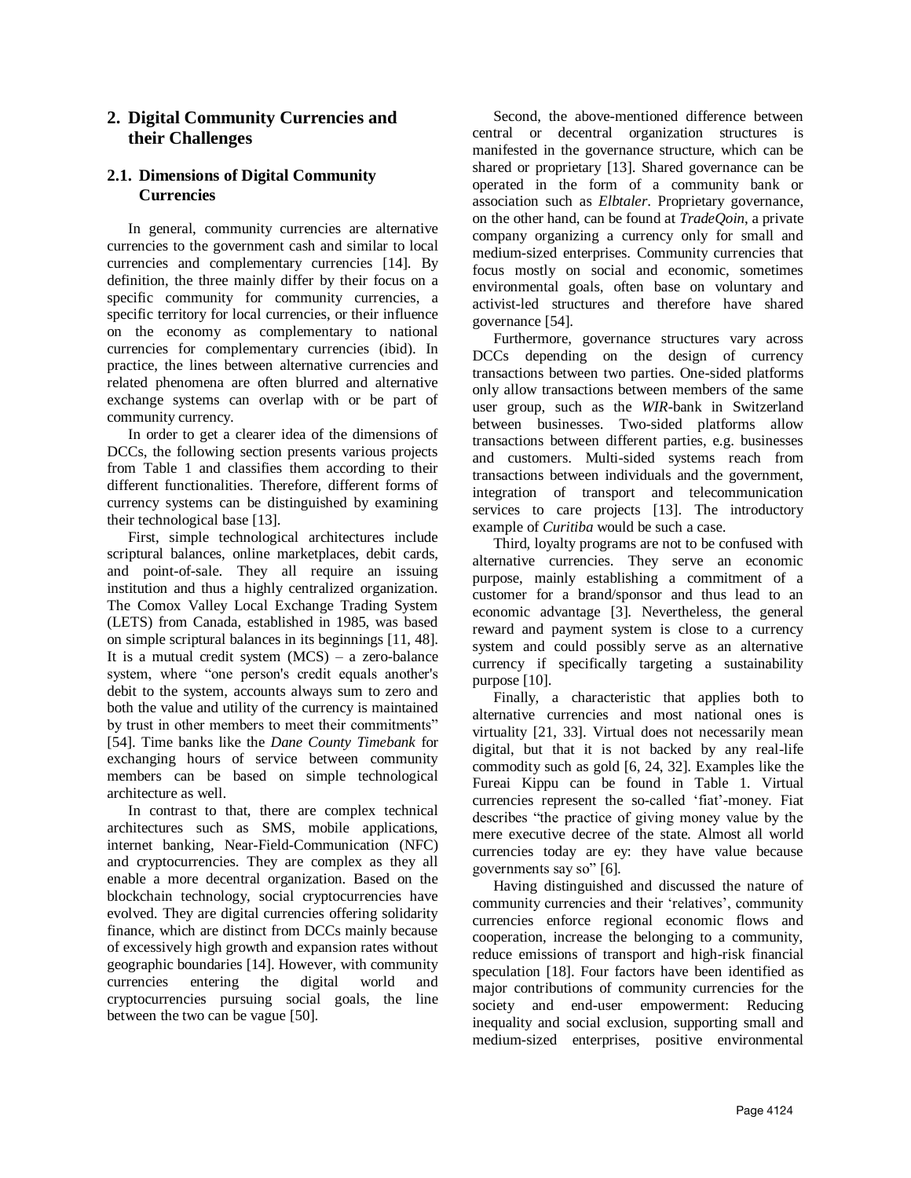## 2. Digital Community Currencies and their Challenges

### 2.1. Dimensions of Digital Community Currencies

In general, community currencies are alternative currencies to the government cash and similar to local currencies and complementary currencies [14]. By definition, the three mainly differ by their focus on a specific community for community currencies, a specific territory for local currencies, or their influence on the economy as complementary to national currencies for complementary currencies (ibid). In practice, the lines between alternative currencies and related phenomena are often blurred and alternative exchange systems can overlap with or be part of community currency.

In order to get a clearer idea of the dimensions of DCCs, the following section presents various projects from Table 1 and classifies them according to their different functionalities. Therefore, different forms of currency systems can be distinguished by examining their technological base [13].

First, simple technological architectures include scriptural balances, online marketplaces, debit cards, and point-of-sale. They all require an issuing institution and thus a highly centralized organization. The Comox Valley Local Exchange Trading System (LETS) from Canada, established in 1985, was based on simple scriptural balances in its beginnings [11, 48]. It is a mutual credit system (MCS) – a zero-balance system, where "one person's credit equals another's debit to the system, accounts always sum to zero and both the value and utility of the currency is maintained by trust in other members to meet their commitments" [54]. Time banks like the *Dane County Timebank* for exchanging hours of service between community members can be based on simple technological architecture as well.

In contrast to that, there are complex technical architectures such as SMS, mobile applications, internet banking, Near-Field-Communication (NFC) and cryptocurrencies. They are complex as they all enable a more decentral organization. Based on the blockchain technology, social cryptocurrencies have evolved. They are digital currencies offering solidarity finance, which are distinct from DCCs mainly because of excessively high growth and expansion rates without geographic boundaries [14]. However, with community currencies entering the digital world and cryptocurrencies pursuing social goals, the line between the two can be vague [50].

Second, the above-mentioned difference between central or decentral organization structures is manifested in the governance structure, which can be shared or proprietary [13]. Shared governance can be operated in the form of a community bank or association such as *Elbtaler*. Proprietary governance, on the other hand, can be found at *TradeQoin*, a private company organizing a currency only for small and medium-sized enterprises. Community currencies that focus mostly on social and economic, sometimes environmental goals, often base on voluntary and activist-led structures and therefore have shared governance [54].

Furthermore, governance structures vary across DCCs depending on the design of currency transactions between two parties. One-sided platforms only allow transactions between members of the same user group, such as the *WIR*-bank in Switzerland between businesses. Two-sided platforms allow transactions between different parties, e.g. businesses and customers. Multi-sided systems reach from transactions between individuals and the government, integration of transport and telecommunication services to care projects [13]. The introductory example of *Curitiba* would be such a case.

Third, loyalty programs are not to be confused with alternative currencies. They serve an economic purpose, mainly establishing a commitment of a customer for a brand/sponsor and thus lead to an economic advantage [3]. Nevertheless, the general reward and payment system is close to a currency system and could possibly serve as an alternative currency if specifically targeting a sustainability purpose [10].

Finally, a characteristic that applies both to alternative currencies and most national ones is virtuality [21, 33]. Virtual does not necessarily mean digital, but that it is not backed by any real-life commodity such as gold [6, 24, 32]. Examples like the Fureai Kippu can be found in Table 1. Virtual currencies represent the so-called 'fiat'-money. Fiat describes "the practice of giving money value by the mere executive decree of the state. Almost all world currencies today are ey: they have value because governments say so" [6].

Having distinguished and discussed the nature of community currencies and their 'relatives', community currencies enforce regional economic flows and cooperation, increase the belonging to a community, reduce emissions of transport and high-risk financial speculation [18]. Four factors have been identified as major contributions of community currencies for the society and end-user empowerment: Reducing inequality and social exclusion, supporting small and medium-sized enterprises, positive environmental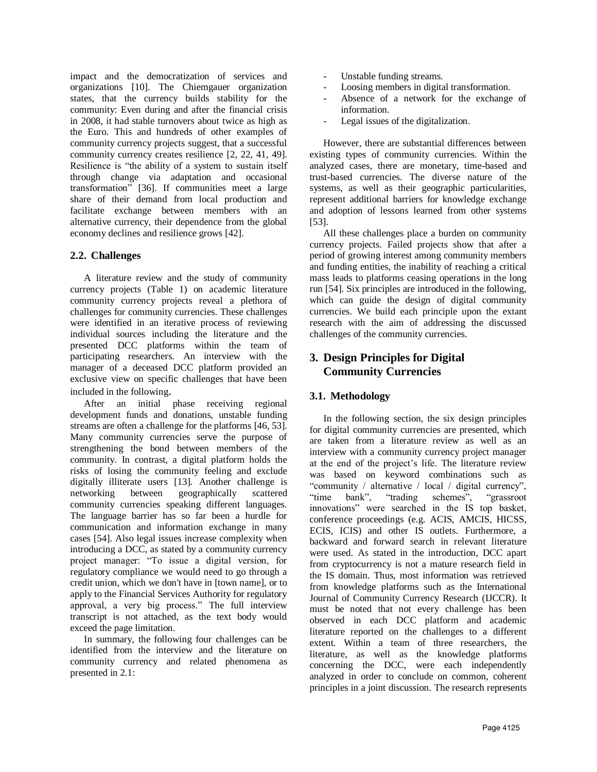impact and the democratization of services and organizations [10]. The Chiemgauer organization states, that the currency builds stability for the community: Even during and after the financial crisis in 2008, it had stable turnovers about twice as high as the Euro. This and hundreds of other examples of community currency projects suggest, that a successful community currency creates resilience [2, 22, 41, 49]. Resilience is "the ability of a system to sustain itself through change via adaptation and occasional transformation" [36]. If communities meet a large share of their demand from local production and facilitate exchange between members with an alternative currency, their dependence from the global economy declines and resilience grows [42].

### 2.2. Challenges

A literature review and the study of community currency projects (Table 1) on academic literature community currency projects reveal a plethora of challenges for community currencies. These challenges were identified in an iterative process of reviewing individual sources including the literature and the presented DCC platforms within the team of participating researchers. An interview with the manager of a deceased DCC platform provided an exclusive view on specific challenges that have been included in the following.

After an initial phase receiving regional development funds and donations, unstable funding streams are often a challenge for the platforms [46, 53]. Many community currencies serve the purpose of strengthening the bond between members of the community. In contrast, a digital platform holds the risks of losing the community feeling and exclude digitally illiterate users [13]. Another challenge is networking between geographically scattered community currencies speaking different languages. The language barrier has so far been a hurdle for communication and information exchange in many cases [54]. Also legal issues increase complexity when introducing a DCC, as stated by a community currency project manager: "To issue a digital version, for regulatory compliance we would need to go through a credit union, which we don't have in [town name], or to apply to the Financial Services Authority for regulatory approval, a very big process." The full interview transcript is not attached, as the text body would exceed the page limitation.

In summary, the following four challenges can be identified from the interview and the literature on community currency and related phenomena as presented in 2.1:

- Unstable funding streams.
- Loosing members in digital transformation.
- Absence of a network for the exchange of information.
- Legal issues of the digitalization.

However, there are substantial differences between existing types of community currencies. Within the analyzed cases, there are monetary, time-based and trust-based currencies. The diverse nature of the systems, as well as their geographic particularities, represent additional barriers for knowledge exchange and adoption of lessons learned from other systems [53].

All these challenges place a burden on community currency projects. Failed projects show that after a period of growing interest among community members and funding entities, the inability of reaching a critical mass leads to platforms ceasing operations in the long run [54]. Six principles are introduced in the following, which can guide the design of digital community currencies. We build each principle upon the extant research with the aim of addressing the discussed challenges of the community currencies.

## 3. Design Principles for Digital Community Currencies

### 3.1. Methodology

In the following section, the six design principles for digital community currencies are presented, which are taken from a literature review as well as an interview with a community currency project manager at the end of the project's life. The literature review was based on keyword combinations such as "community / alternative / local / digital currency", "time bank", "trading schemes", "grassroot innovations" were searched in the IS top basket, conference proceedings (e.g. ACIS, AMCIS, HICSS, ECIS, ICIS) and other IS outlets. Furthermore, a backward and forward search in relevant literature were used. As stated in the introduction, DCC apart from cryptocurrency is not a mature research field in the IS domain. Thus, most information was retrieved from knowledge platforms such as the International Journal of Community Currency Research (IJCCR). It must be noted that not every challenge has been observed in each DCC platform and academic literature reported on the challenges to a different extent. Within a team of three researchers, the literature, as well as the knowledge platforms concerning the DCC, were each independently analyzed in order to conclude on common, coherent principles in a joint discussion. The research represents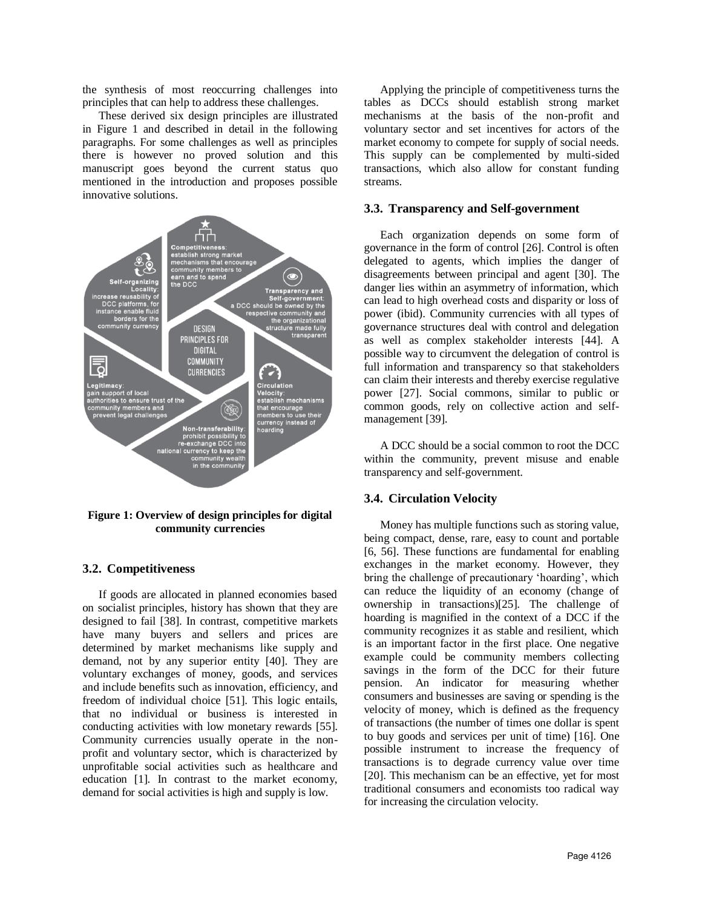the synthesis of most reoccurring challenges into principles that can help to address these challenges.

These derived six design principles are illustrated in Figure 1 and described in detail in the following paragraphs. For some challenges as well as principles there is however no proved solution and this manuscript goes beyond the current status quo mentioned in the introduction and proposes possible innovative solutions.

DESIGN PRINCIPLES FOR DIGITAL COMMUNITY CURRENCIES

**Competitiveness**: establish strong market mechanisms that encourage community members to earn and to spend the DCC

**Transparency and Self-government**: a DCC should be owned by the respective community and the organizational structure made fully transparent

**Circulation Velocity**: establish mechanisms that encourage members to use their currency instead of hoarding

**Non-transferability**: prohibit possibility to re-exchange DCC into national currency to keep the community wealth in the community

**Legitimacy**: gain support of local authorities to ensure trust of the community members and prevent legal challenges

**Self-organizing Locality**: increase reusability of DCC platforms, for instance enable fluid borders for the community currency

**Figure 1: Overview of design principles for digital community currencies**

### 3.2. Competitiveness

If goods are allocated in planned economies based on socialist principles, history has shown that they are designed to fail [38]. In contrast, competitive markets have many buyers and sellers and prices are determined by market mechanisms like supply and demand, not by any superior entity [40]. They are voluntary exchanges of money, goods, and services and include benefits such as innovation, efficiency, and freedom of individual choice [51]. This logic entails, that no individual or business is interested in conducting activities with low monetary rewards [55]. Community currencies usually operate in the non-profit and voluntary sector, which is characterized by unprofitable social activities such as healthcare and education [1]. In contrast to the market economy, demand for social activities is high and supply is low.

Applying the principle of competitiveness turns the tables as DCCs should establish strong market mechanisms at the basis of the non-profit and voluntary sector and set incentives for actors of the market economy to compete for supply of social needs. This supply can be complemented by multi-sided transactions, which also allow for constant funding streams.

### 3.3. Transparency and Self-government

Each organization depends on some form of governance in the form of control [26]. Control is often delegated to agents, which implies the danger of disagreements between principal and agent [30]. The danger lies within an asymmetry of information, which can lead to high overhead costs and disparity or loss of power (ibid). Community currencies with all types of governance structures deal with control and delegation as well as complex stakeholder interests [44]. A possible way to circumvent the delegation of control is full information and transparency so that stakeholders can claim their interests and thereby exercise regulative power [27]. Social commons, similar to public or common goods, rely on collective action and self-management [39].

A DCC should be a social common to root the DCC within the community, prevent misuse and enable transparency and self-government.

### 3.4. Circulation Velocity

Money has multiple functions such as storing value, being compact, dense, rare, easy to count and portable [6, 56]. These functions are fundamental for enabling exchanges in the market economy. However, they bring the challenge of precautionary 'hoarding', which can reduce the liquidity of an economy (change of ownership in transactions)[25]. The challenge of hoarding is magnified in the context of a DCC if the community recognizes it as stable and resilient, which is an important factor in the first place. One negative example could be community members collecting savings in the form of the DCC for their future pension. An indicator for measuring whether consumers and businesses are saving or spending is the velocity of money, which is defined as the frequency of transactions (the number of times one dollar is spent to buy goods and services per unit of time) [16]. One possible instrument to increase the frequency of transactions is to degrade currency value over time [20]. This mechanism can be an effective, yet for most traditional consumers and economists too radical way for increasing the circulation velocity.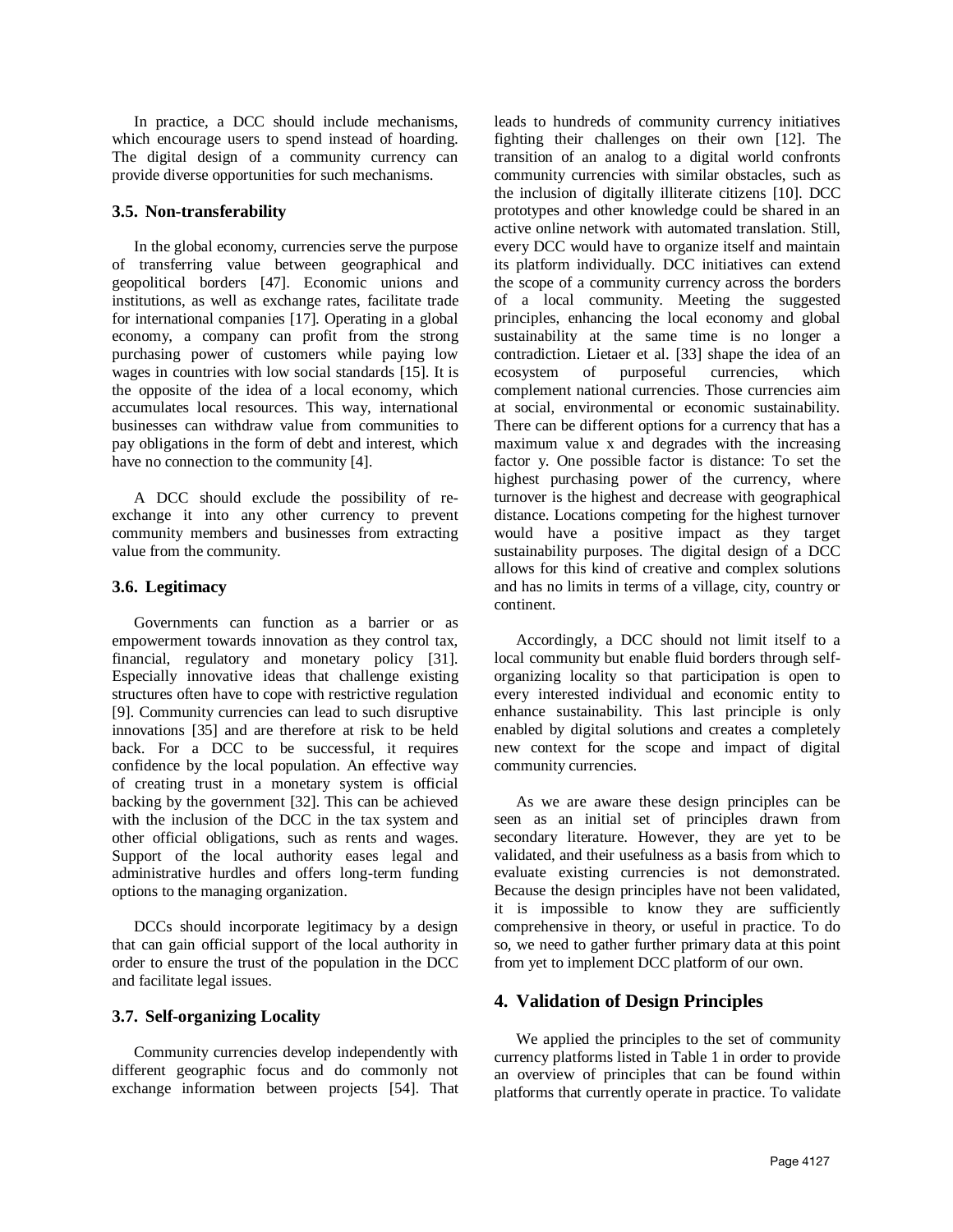In practice, a DCC should include mechanisms, which encourage users to spend instead of hoarding. The digital design of a community currency can provide diverse opportunities for such mechanisms.

### 3.5. Non-transferability

In the global economy, currencies serve the purpose of transferring value between geographical and geopolitical borders [47]. Economic unions and institutions, as well as exchange rates, facilitate trade for international companies [17]. Operating in a global economy, a company can profit from the strong purchasing power of customers while paying low wages in countries with low social standards [15]. It is the opposite of the idea of a local economy, which accumulates local resources. This way, international businesses can withdraw value from communities to pay obligations in the form of debt and interest, which have no connection to the community [4].

A DCC should exclude the possibility of re-exchange it into any other currency to prevent community members and businesses from extracting value from the community.

### 3.6. Legitimacy

Governments can function as a barrier or as empowerment towards innovation as they control tax, financial, regulatory and monetary policy [31]. Especially innovative ideas that challenge existing structures often have to cope with restrictive regulation [9]. Community currencies can lead to such disruptive innovations [35] and are therefore at risk to be held back. For a DCC to be successful, it requires confidence by the local population. An effective way of creating trust in a monetary system is official backing by the government [32]. This can be achieved with the inclusion of the DCC in the tax system and other official obligations, such as rents and wages. Support of the local authority eases legal and administrative hurdles and offers long-term funding options to the managing organization.

DCCs should incorporate legitimacy by a design that can gain official support of the local authority in order to ensure the trust of the population in the DCC and facilitate legal issues.

### 3.7. Self-organizing Locality

Community currencies develop independently with different geographic focus and do commonly not exchange information between projects [54]. That leads to hundreds of community currency initiatives fighting their challenges on their own [12]. The transition of an analog to a digital world confronts community currencies with similar obstacles, such as the inclusion of digitally illiterate citizens [10]. DCC prototypes and other knowledge could be shared in an active online network with automated translation. Still, every DCC would have to organize itself and maintain its platform individually. DCC initiatives can extend the scope of a community currency across the borders of a local community. Meeting the suggested principles, enhancing the local economy and global sustainability at the same time is no longer a contradiction. Lietaer et al. [33] shape the idea of an ecosystem of purposeful currencies, which complement national currencies. Those currencies aim at social, environmental or economic sustainability. There can be different options for a currency that has a maximum value x and degrades with the increasing factor y. One possible factor is distance: To set the highest purchasing power of the currency, where turnover is the highest and decrease with geographical distance. Locations competing for the highest turnover would have a positive impact as they target sustainability purposes. The digital design of a DCC allows for this kind of creative and complex solutions and has no limits in terms of a village, city, country or continent.

Accordingly, a DCC should not limit itself to a local community but enable fluid borders through self-organizing locality so that participation is open to every interested individual and economic entity to enhance sustainability. This last principle is only enabled by digital solutions and creates a completely new context for the scope and impact of digital community currencies.

As we are aware these design principles can be seen as an initial set of principles drawn from secondary literature. However, they are yet to be validated, and their usefulness as a basis from which to evaluate existing currencies is not demonstrated. Because the design principles have not been validated, it is impossible to know they are sufficiently comprehensive in theory, or useful in practice. To do so, we need to gather further primary data at this point from yet to implement DCC platform of our own.

## 4. Validation of Design Principles

We applied the principles to the set of community currency platforms listed in Table 1 in order to provide an overview of principles that can be found within platforms that currently operate in practice. To validate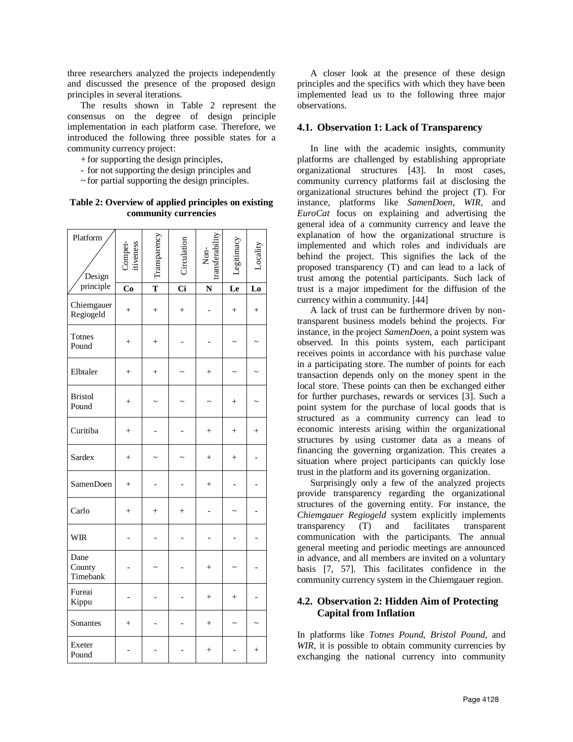three researchers analyzed the projects independently and discussed the presence of the proposed design principles in several iterations.

The results shown in Table 2 represent the consensus on the degree of design principle implementation in each platform case. Therefore, we introduced the following three possible states for a community currency project:

+ for supporting the design principles,

- for not supporting the design principles and

~ for partial supporting the design principles.

**Table 2: Overview of applied principles on existing community currencies**

| Platform / Design principle | Competitiveness | Transparency | Circulation | Non-transferability | Legitimacy | Locality |
|---|---|---|---|---|---|---|
| | **Co** | **T** | **Ci** | **N** | **Le** | **Lo** |
| Chiemgauer Regiogeld | + | + | + | - | + | + |
| Totnes Pound | + | + | - | - | ~ | ~ |
| Elbtaler | + | + | ~ | + | ~ | ~ |
| Bristol Pound | + | ~ | ~ | ~ | + | ~ |
| Curitiba | + | - | - | + | + | + |
| Sardex | + | ~ | ~ | + | + | - |
| SamenDoen | + | - | - | + | - | - |
| Carlo | + | + | + | - | ~ | - |
| WIR | - | - | - | - | - | - |
| Dane County Timebank | - | ~ | - | + | ~ | - |
| Fureai Kippu | - | - | - | + | + | - |
| Sonantes | + | - | - | + | ~ | ~ |
| Exeter Pound | - | - | - | + | - | + |

A closer look at the presence of these design principles and the specifics with which they have been implemented lead us to the following three major observations.

### 4.1. Observation 1: Lack of Transparency

In line with the academic insights, community platforms are challenged by establishing appropriate organizational structures [43]. In most cases, community currency platforms fail at disclosing the organizational structures behind the project (T). For instance, platforms like *SamenDoen*, *WIR*, and *EuroCat* focus on explaining and advertising the general idea of a community currency and leave the explanation of how the organizational structure is implemented and which roles and individuals are behind the project. This signifies the lack of the proposed transparency (T) and can lead to a lack of trust among the potential participants. Such lack of trust is a major impediment for the diffusion of the currency within a community. [44]

A lack of trust can be furthermore driven by non-transparent business models behind the projects. For instance, in the project *SamenDoen*, a point system was observed. In this points system, each participant receives points in accordance with his purchase value in a participating store. The number of points for each transaction depends only on the money spent in the local store. These points can then be exchanged either for further purchases, rewards or services [3]. Such a point system for the purchase of local goods that is structured as a community currency can lead to economic interests arising within the organizational structures by using customer data as a means of financing the governing organization. This creates a situation where project participants can quickly lose trust in the platform and its governing organization.

Surprisingly only a few of the analyzed projects provide transparency regarding the organizational structures of the governing entity. For instance, the *Chiemgauer Regiogeld* system explicitly implements transparency (T) and facilitates transparent communication with the participants. The annual general meeting and periodic meetings are announced in advance, and all members are invited on a voluntary basis [7, 57]. This facilitates confidence in the community currency system in the Chiemgauer region.

### 4.2. Observation 2: Hidden Aim of Protecting Capital from Inflation

In platforms like *Totnes Pound*, *Bristol Pound*, and *WIR*, it is possible to obtain community currencies by exchanging the national currency into community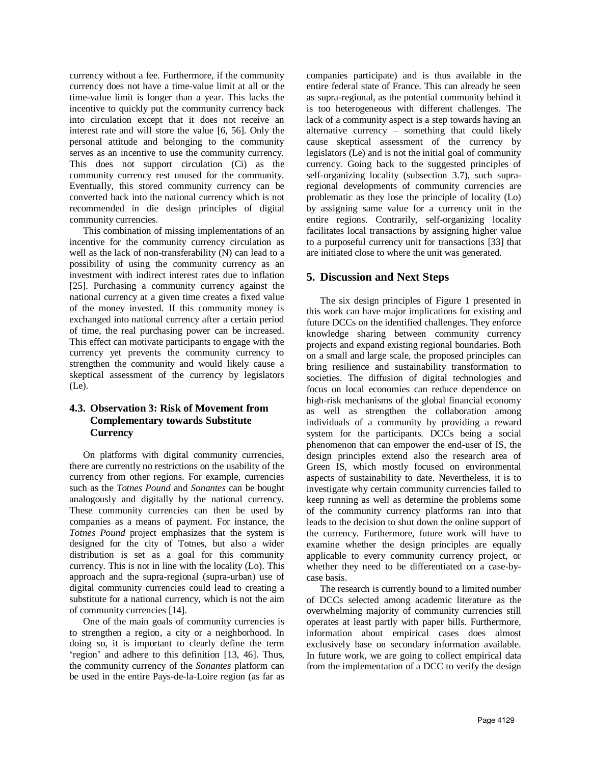currency without a fee. Furthermore, if the community currency does not have a time-value limit at all or the time-value limit is longer than a year. This lacks the incentive to quickly put the community currency back into circulation except that it does not receive an interest rate and will store the value [6, 56]. Only the personal attitude and belonging to the community serves as an incentive to use the community currency. This does not support circulation (Ci) as the community currency rest unused for the community. Eventually, this stored community currency can be converted back into the national currency which is not recommended in die design principles of digital community currencies.

This combination of missing implementations of an incentive for the community currency circulation as well as the lack of non-transferability (N) can lead to a possibility of using the community currency as an investment with indirect interest rates due to inflation [25]. Purchasing a community currency against the national currency at a given time creates a fixed value of the money invested. If this community money is exchanged into national currency after a certain period of time, the real purchasing power can be increased. This effect can motivate participants to engage with the currency yet prevents the community currency to strengthen the community and would likely cause a skeptical assessment of the currency by legislators (Le).

### 4.3. Observation 3: Risk of Movement from Complementary towards Substitute Currency

On platforms with digital community currencies, there are currently no restrictions on the usability of the currency from other regions. For example, currencies such as the *Totnes Pound* and *Sonantes* can be bought analogously and digitally by the national currency. These community currencies can then be used by companies as a means of payment. For instance, the *Totnes Pound* project emphasizes that the system is designed for the city of Totnes, but also a wider distribution is set as a goal for this community currency. This is not in line with the locality (Lo). This approach and the supra-regional (supra-urban) use of digital community currencies could lead to creating a substitute for a national currency, which is not the aim of community currencies [14].

One of the main goals of community currencies is to strengthen a region, a city or a neighborhood. In doing so, it is important to clearly define the term 'region' and adhere to this definition [13, 46]. Thus, the community currency of the *Sonantes* platform can be used in the entire Pays-de-la-Loire region (as far as companies participate) and is thus available in the entire federal state of France. This can already be seen as supra-regional, as the potential community behind it is too heterogeneous with different challenges. The lack of a community aspect is a step towards having an alternative currency – something that could likely cause skeptical assessment of the currency by legislators (Le) and is not the initial goal of community currency. Going back to the suggested principles of self-organizing locality (subsection 3.7), such supra-regional developments of community currencies are problematic as they lose the principle of locality (Lo) by assigning same value for a currency unit in the entire regions. Contrarily, self-organizing locality facilitates local transactions by assigning higher value to a purposeful currency unit for transactions [33] that are initiated close to where the unit was generated.

## 5. Discussion and Next Steps

The six design principles of Figure 1 presented in this work can have major implications for existing and future DCCs on the identified challenges. They enforce knowledge sharing between community currency projects and expand existing regional boundaries. Both on a small and large scale, the proposed principles can bring resilience and sustainability transformation to societies. The diffusion of digital technologies and focus on local economies can reduce dependence on high-risk mechanisms of the global financial economy as well as strengthen the collaboration among individuals of a community by providing a reward system for the participants. DCCs being a social phenomenon that can empower the end-user of IS, the design principles extend also the research area of Green IS, which mostly focused on environmental aspects of sustainability to date. Nevertheless, it is to investigate why certain community currencies failed to keep running as well as determine the problems some of the community currency platforms ran into that leads to the decision to shut down the online support of the currency. Furthermore, future work will have to examine whether the design principles are equally applicable to every community currency project, or whether they need to be differentiated on a case-by-case basis.

The research is currently bound to a limited number of DCCs selected among academic literature as the overwhelming majority of community currencies still operates at least partly with paper bills. Furthermore, information about empirical cases does almost exclusively base on secondary information available. In future work, we are going to collect empirical data from the implementation of a DCC to verify the design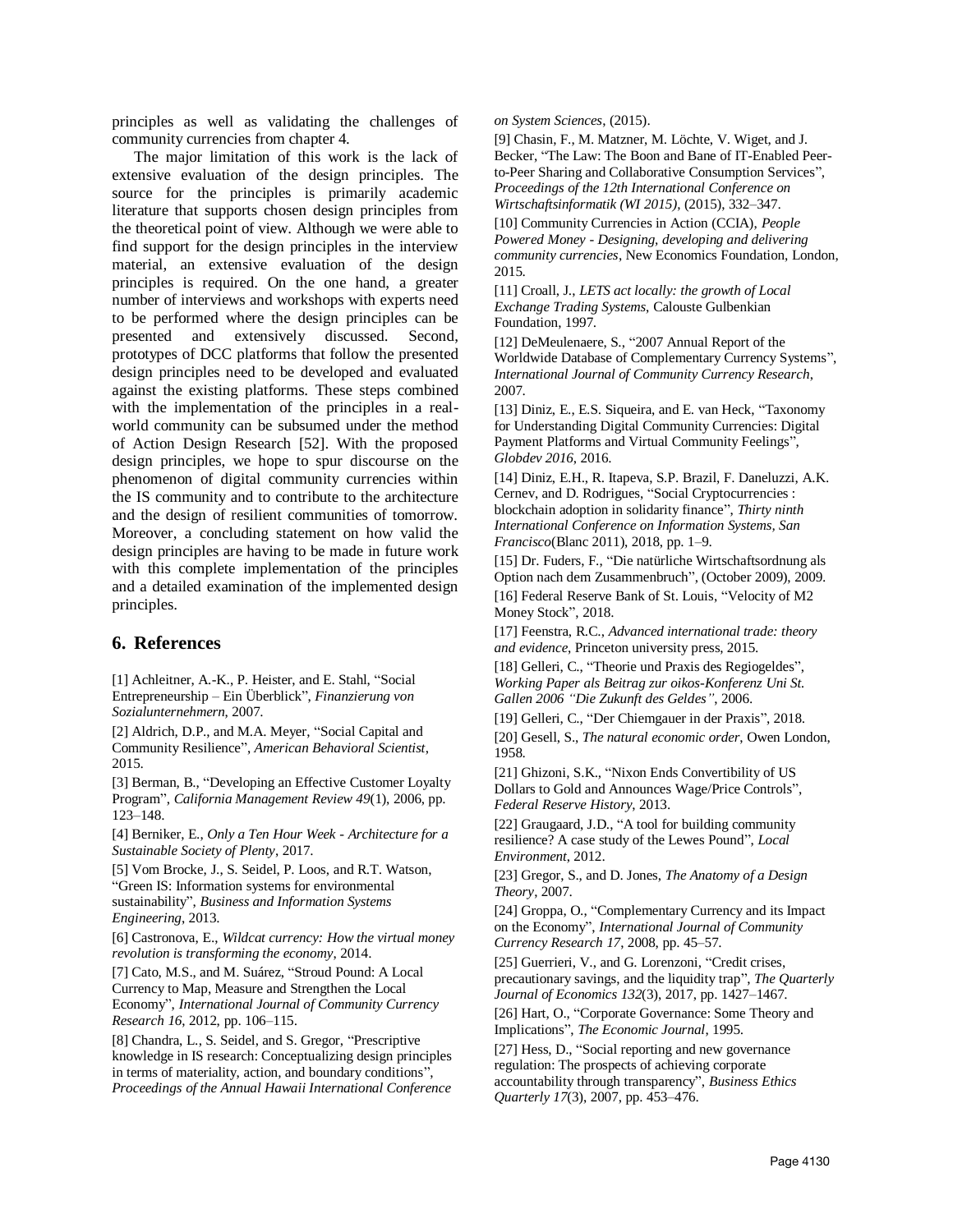principles as well as validating the challenges of community currencies from chapter 4.

The major limitation of this work is the lack of extensive evaluation of the design principles. The source for the principles is primarily academic literature that supports chosen design principles from the theoretical point of view. Although we were able to find support for the design principles in the interview material, an extensive evaluation of the design principles is required. On the one hand, a greater number of interviews and workshops with experts need to be performed where the design principles can be presented and extensively discussed. Second, prototypes of DCC platforms that follow the presented design principles need to be developed and evaluated against the existing platforms. These steps combined with the implementation of the principles in a real-world community can be subsumed under the method of Action Design Research [52]. With the proposed design principles, we hope to spur discourse on the phenomenon of digital community currencies within the IS community and to contribute to the architecture and the design of resilient communities of tomorrow. Moreover, a concluding statement on how valid the design principles are having to be made in future work with this complete implementation of the principles and a detailed examination of the implemented design principles.

## 6. References

[1] Achleitner, A.-K., P. Heister, and E. Stahl, "Social Entrepreneurship – Ein Überblick", *Finanzierung von Sozialunternehmern*, 2007.

[2] Aldrich, D.P., and M.A. Meyer, "Social Capital and Community Resilience", *American Behavioral Scientist*, 2015.

[3] Berman, B., "Developing an Effective Customer Loyalty Program", *California Management Review 49*(1), 2006, pp. 123–148.

[4] Berniker, E., *Only a Ten Hour Week - Architecture for a Sustainable Society of Plenty*, 2017.

[5] Vom Brocke, J., S. Seidel, P. Loos, and R.T. Watson, "Green IS: Information systems for environmental sustainability", *Business and Information Systems Engineering*, 2013.

[6] Castronova, E., *Wildcat currency: How the virtual money revolution is transforming the economy*, 2014.

[7] Cato, M.S., and M. Suárez, "Stroud Pound: A Local Currency to Map, Measure and Strengthen the Local Economy", *International Journal of Community Currency Research 16*, 2012, pp. 106–115.

[8] Chandra, L., S. Seidel, and S. Gregor, "Prescriptive knowledge in IS research: Conceptualizing design principles in terms of materiality, action, and boundary conditions", *Proceedings of the Annual Hawaii International Conference on System Sciences*, (2015).

[9] Chasin, F., M. Matzner, M. Löchte, V. Wiget, and J. Becker, "The Law: The Boon and Bane of IT-Enabled Peer-to-Peer Sharing and Collaborative Consumption Services", *Proceedings of the 12th International Conference on Wirtschaftsinformatik (WI 2015)*, (2015), 332–347.

[10] Community Currencies in Action (CCIA), *People Powered Money - Designing, developing and delivering community currencies*, New Economics Foundation, London, 2015.

[11] Croall, J., *LETS act locally: the growth of Local Exchange Trading Systems*, Calouste Gulbenkian Foundation, 1997.

[12] DeMeulenaere, S., "2007 Annual Report of the Worldwide Database of Complementary Currency Systems", *International Journal of Community Currency Research*, 2007.

[13] Diniz, E., E.S. Siqueira, and E. van Heck, "Taxonomy for Understanding Digital Community Currencies: Digital Payment Platforms and Virtual Community Feelings", *Globdev 2016*, 2016.

[14] Diniz, E.H., R. Itapeva, S.P. Brazil, F. Daneluzzi, A.K. Cernev, and D. Rodrigues, "Social Cryptocurrencies : blockchain adoption in solidarity finance", *Thirty ninth International Conference on Information Systems, San Francisco*(Blanc 2011), 2018, pp. 1–9.

[15] Dr. Fuders, F., "Die natürliche Wirtschaftsordnung als Option nach dem Zusammenbruch", (October 2009), 2009.

[16] Federal Reserve Bank of St. Louis, "Velocity of M2 Money Stock", 2018.

[17] Feenstra, R.C., *Advanced international trade: theory and evidence*, Princeton university press, 2015.

[18] Gelleri, C., "Theorie und Praxis des Regiogeldes", *Working Paper als Beitrag zur oikos-Konferenz Uni St. Gallen 2006 "Die Zukunft des Geldes"*, 2006.

[19] Gelleri, C., "Der Chiemgauer in der Praxis", 2018.

[20] Gesell, S., *The natural economic order*, Owen London, 1958.

[21] Ghizoni, S.K., "Nixon Ends Convertibility of US Dollars to Gold and Announces Wage/Price Controls", *Federal Reserve History*, 2013.

[22] Graugaard, J.D., "A tool for building community resilience? A case study of the Lewes Pound", *Local Environment*, 2012.

[23] Gregor, S., and D. Jones, *The Anatomy of a Design Theory*, 2007.

[24] Groppa, O., "Complementary Currency and its Impact on the Economy", *International Journal of Community Currency Research 17*, 2008, pp. 45–57.

[25] Guerrieri, V., and G. Lorenzoni, "Credit crises, precautionary savings, and the liquidity trap", *The Quarterly Journal of Economics 132*(3), 2017, pp. 1427–1467.

[26] Hart, O., "Corporate Governance: Some Theory and Implications", *The Economic Journal*, 1995.

[27] Hess, D., "Social reporting and new governance regulation: The prospects of achieving corporate accountability through transparency", *Business Ethics Quarterly 17*(3), 2007, pp. 453–476.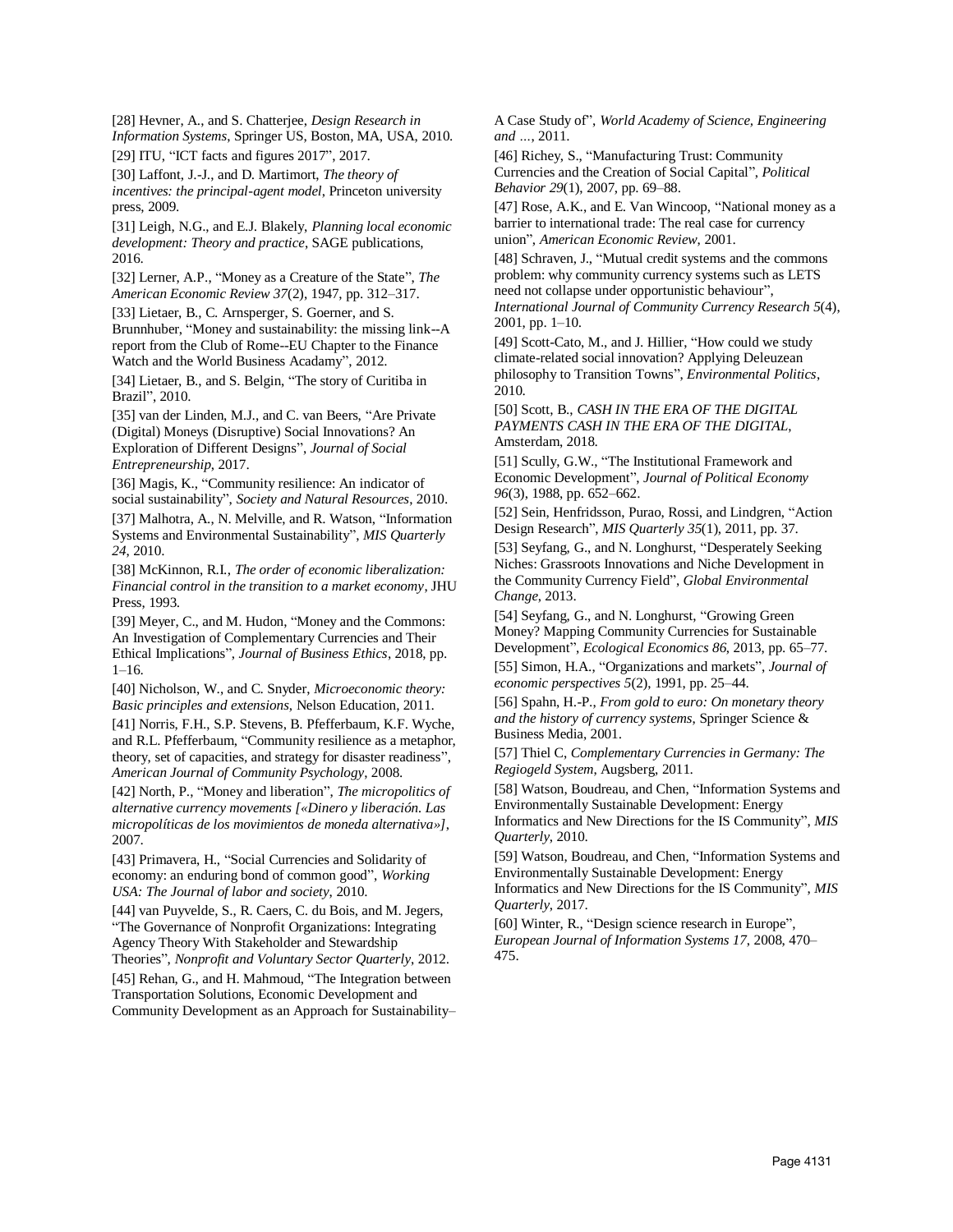[28] Hevner, A., and S. Chatterjee, *Design Research in Information Systems*, Springer US, Boston, MA, USA, 2010.

[29] ITU, "ICT facts and figures 2017", 2017.

[30] Laffont, J.-J., and D. Martimort, *The theory of incentives: the principal-agent model*, Princeton university press, 2009.

[31] Leigh, N.G., and E.J. Blakely, *Planning local economic development: Theory and practice*, SAGE publications, 2016.

[32] Lerner, A.P., "Money as a Creature of the State", *The American Economic Review 37*(2), 1947, pp. 312–317.

[33] Lietaer, B., C. Arnsperger, S. Goerner, and S. Brunnhuber, "Money and sustainability: the missing link--A report from the Club of Rome--EU Chapter to the Finance Watch and the World Business Acadamy", 2012.

[34] Lietaer, B., and S. Belgin, "The story of Curitiba in Brazil", 2010.

[35] van der Linden, M.J., and C. van Beers, "Are Private (Digital) Moneys (Disruptive) Social Innovations? An Exploration of Different Designs", *Journal of Social Entrepreneurship*, 2017.

[36] Magis, K., "Community resilience: An indicator of social sustainability", *Society and Natural Resources*, 2010.

[37] Malhotra, A., N. Melville, and R. Watson, "Information Systems and Environmental Sustainability", *MIS Quarterly 24*, 2010.

[38] McKinnon, R.I., *The order of economic liberalization: Financial control in the transition to a market economy*, JHU Press, 1993.

[39] Meyer, C., and M. Hudon, "Money and the Commons: An Investigation of Complementary Currencies and Their Ethical Implications", *Journal of Business Ethics*, 2018, pp. 1–16.

[40] Nicholson, W., and C. Snyder, *Microeconomic theory: Basic principles and extensions*, Nelson Education, 2011.

[41] Norris, F.H., S.P. Stevens, B. Pfefferbaum, K.F. Wyche, and R.L. Pfefferbaum, "Community resilience as a metaphor, theory, set of capacities, and strategy for disaster readiness", *American Journal of Community Psychology*, 2008.

[42] North, P., "Money and liberation", *The micropolitics of alternative currency movements [«Dinero y liberación. Las micropolíticas de los movimientos de moneda alternativa»]*, 2007.

[43] Primavera, H., "Social Currencies and Solidarity of economy: an enduring bond of common good", *Working USA: The Journal of labor and society*, 2010.

[44] van Puyvelde, S., R. Caers, C. du Bois, and M. Jegers, "The Governance of Nonprofit Organizations: Integrating Agency Theory With Stakeholder and Stewardship Theories", *Nonprofit and Voluntary Sector Quarterly*, 2012.

[45] Rehan, G., and H. Mahmoud, "The Integration between Transportation Solutions, Economic Development and Community Development as an Approach for Sustainability–A Case Study of", *World Academy of Science, Engineering and …*, 2011.

[46] Richey, S., "Manufacturing Trust: Community Currencies and the Creation of Social Capital", *Political Behavior 29*(1), 2007, pp. 69–88.

[47] Rose, A.K., and E. Van Wincoop, "National money as a barrier to international trade: The real case for currency union", *American Economic Review*, 2001.

[48] Schraven, J., "Mutual credit systems and the commons problem: why community currency systems such as LETS need not collapse under opportunistic behaviour", *International Journal of Community Currency Research 5*(4), 2001, pp. 1–10.

[49] Scott-Cato, M., and J. Hillier, "How could we study climate-related social innovation? Applying Deleuzean philosophy to Transition Towns", *Environmental Politics*, 2010.

[50] Scott, B., *CASH IN THE ERA OF THE DIGITAL PAYMENTS CASH IN THE ERA OF THE DIGITAL*, Amsterdam, 2018.

[51] Scully, G.W., "The Institutional Framework and Economic Development", *Journal of Political Economy 96*(3), 1988, pp. 652–662.

[52] Sein, Henfridsson, Purao, Rossi, and Lindgren, "Action Design Research", *MIS Quarterly 35*(1), 2011, pp. 37.

[53] Seyfang, G., and N. Longhurst, "Desperately Seeking Niches: Grassroots Innovations and Niche Development in the Community Currency Field", *Global Environmental Change*, 2013.

[54] Seyfang, G., and N. Longhurst, "Growing Green Money? Mapping Community Currencies for Sustainable Development", *Ecological Economics 86*, 2013, pp. 65–77.

[55] Simon, H.A., "Organizations and markets", *Journal of economic perspectives 5*(2), 1991, pp. 25–44.

[56] Spahn, H.-P., *From gold to euro: On monetary theory and the history of currency systems*, Springer Science & Business Media, 2001.

[57] Thiel C, *Complementary Currencies in Germany: The Regiogeld System*, Augsberg, 2011.

[58] Watson, Boudreau, and Chen, "Information Systems and Environmentally Sustainable Development: Energy Informatics and New Directions for the IS Community", *MIS Quarterly*, 2010.

[59] Watson, Boudreau, and Chen, "Information Systems and Environmentally Sustainable Development: Energy Informatics and New Directions for the IS Community", *MIS Quarterly*, 2017.

[60] Winter, R., "Design science research in Europe", *European Journal of Information Systems 17*, 2008, 470–475.